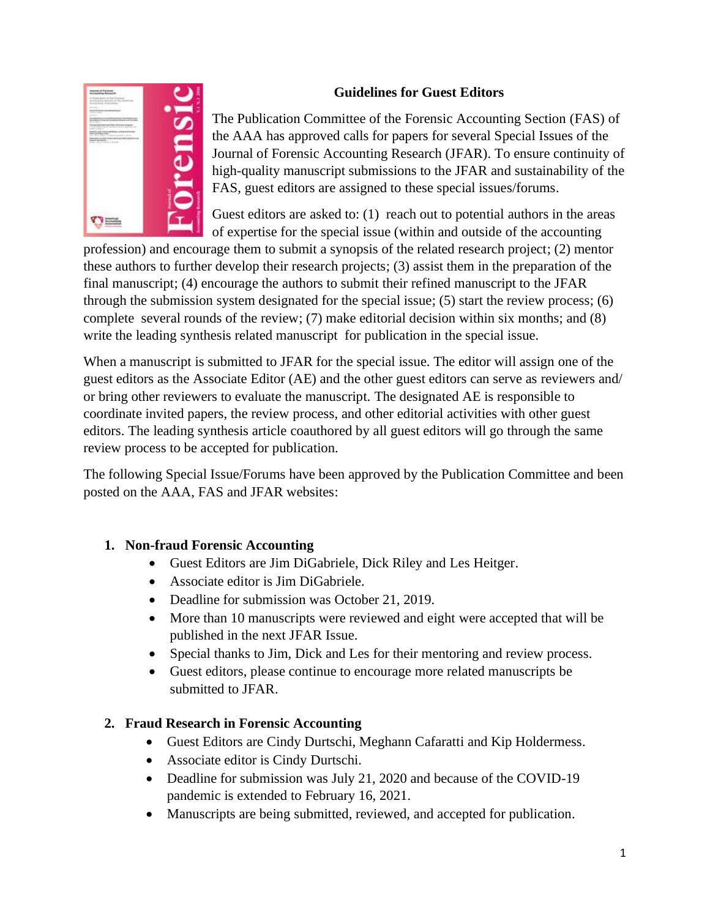## Guidelines for Guest Editors

The Publication Committee of the Forensic Accounting Section (FAS) of the AAA has approved calls for papers for several Special Issues of the Journal of Forensic Accounting Research (JFAR). To ensure continuity of high-quality manuscript submissions to the JFAR and sustainability of the FAS, guest editors are assigned to these special issues/forums.

Guest editors are asked to: (1) reach out to potential authors in the areas of expertise for the special issue (within and outside of the accounting profession) and encourage them to submit a synopsis of the related research project; (2) mentor these authors to further develop their research projects; (3) assist them in the preparation of the final manuscript; (4) encourage the authors to submit their refined manuscript to the JFAR through the submission system designated for the special issue; (5) start the review process; (6) complete several rounds of the review; (7) make editorial decision within six months; and (8) write the leading synthesis related manuscript for publication in the special issue.

When a manuscript is submitted to JFAR for the special issue. The editor will assign one of the guest editors as the Associate Editor (AE) and the other guest editors can serve as reviewers and/ or bring other reviewers to evaluate the manuscript. The designated AE is responsible to coordinate invited papers, the review process, and other editorial activities with other guest editors. The leading synthesis article coauthored by all guest editors will go through the same review process to be accepted for publication.

The following Special Issue/Forums have been approved by the Publication Committee and been posted on the AAA, FAS and JFAR websites:

1. **Non-fraud Forensic Accounting**
   - Guest Editors are Jim DiGabriele, Dick Riley and Les Heitger.
   - Associate editor is Jim DiGabriele.
   - Deadline for submission was October 21, 2019.
   - More than 10 manuscripts were reviewed and eight were accepted that will be published in the next JFAR Issue.
   - Special thanks to Jim, Dick and Les for their mentoring and review process.
   - Guest editors, please continue to encourage more related manuscripts be submitted to JFAR.

2. **Fraud Research in Forensic Accounting**
   - Guest Editors are Cindy Durtschi, Meghann Cafaratti and Kip Holdermess.
   - Associate editor is Cindy Durtschi.
   - Deadline for submission was July 21, 2020 and because of the COVID-19 pandemic is extended to February 16, 2021.
   - Manuscripts are being submitted, reviewed, and accepted for publication.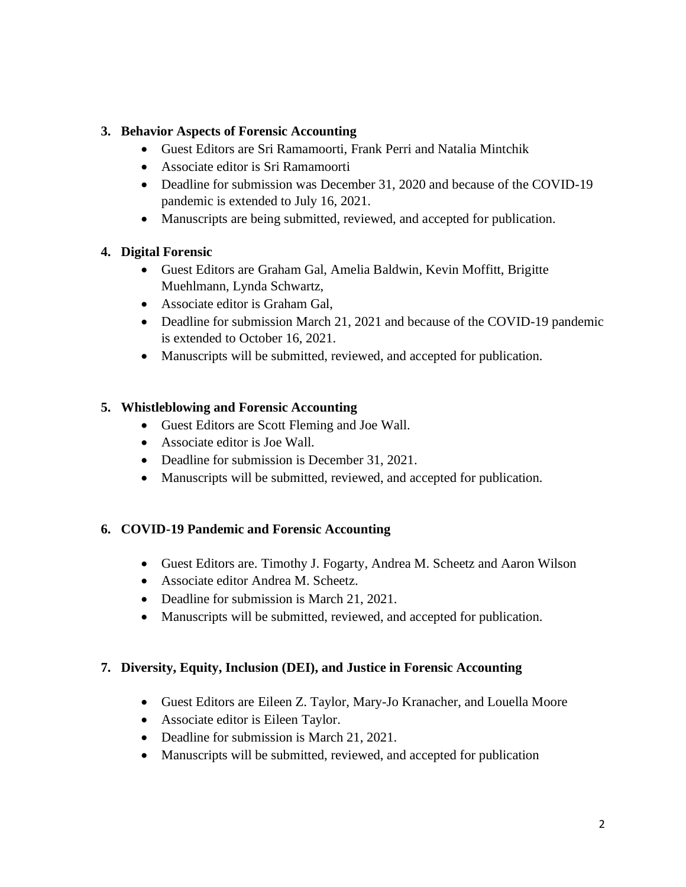3. **Behavior Aspects of Forensic Accounting**
   - Guest Editors are Sri Ramamoorti, Frank Perri and Natalia Mintchik
   - Associate editor is Sri Ramamoorti
   - Deadline for submission was December 31, 2020 and because of the COVID-19 pandemic is extended to July 16, 2021.
   - Manuscripts are being submitted, reviewed, and accepted for publication.

4. **Digital Forensic**
   - Guest Editors are Graham Gal, Amelia Baldwin, Kevin Moffitt, Brigitte Muehlmann, Lynda Schwartz,
   - Associate editor is Graham Gal,
   - Deadline for submission March 21, 2021 and because of the COVID-19 pandemic is extended to October 16, 2021.
   - Manuscripts will be submitted, reviewed, and accepted for publication.

5. **Whistleblowing and Forensic Accounting**
   - Guest Editors are Scott Fleming and Joe Wall.
   - Associate editor is Joe Wall.
   - Deadline for submission is December 31, 2021.
   - Manuscripts will be submitted, reviewed, and accepted for publication.

6. **COVID-19 Pandemic and Forensic Accounting**
   - Guest Editors are. Timothy J. Fogarty, Andrea M. Scheetz and Aaron Wilson
   - Associate editor Andrea M. Scheetz.
   - Deadline for submission is March 21, 2021.
   - Manuscripts will be submitted, reviewed, and accepted for publication.

7. **Diversity, Equity, Inclusion (DEI), and Justice in Forensic Accounting**
   - Guest Editors are Eileen Z. Taylor, Mary-Jo Kranacher, and Louella Moore
   - Associate editor is Eileen Taylor.
   - Deadline for submission is March 21, 2021.
   - Manuscripts will be submitted, reviewed, and accepted for publication